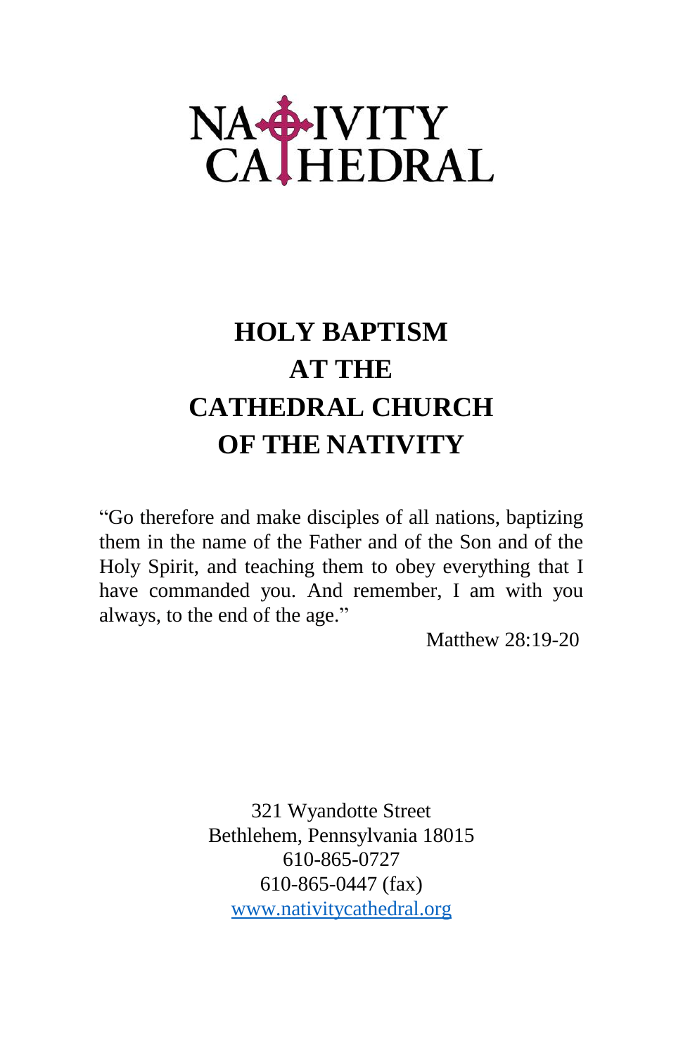NATIVITY CATHEDRAL

# HOLY BAPTISM AT THE CATHEDRAL CHURCH OF THE NATIVITY

"Go therefore and make disciples of all nations, baptizing them in the name of the Father and of the Son and of the Holy Spirit, and teaching them to obey everything that I have commanded you. And remember, I am with you always, to the end of the age."

Matthew 28:19-20

321 Wyandotte Street
Bethlehem, Pennsylvania 18015
610-865-0727
610-865-0447 (fax)
www.nativitycathedral.org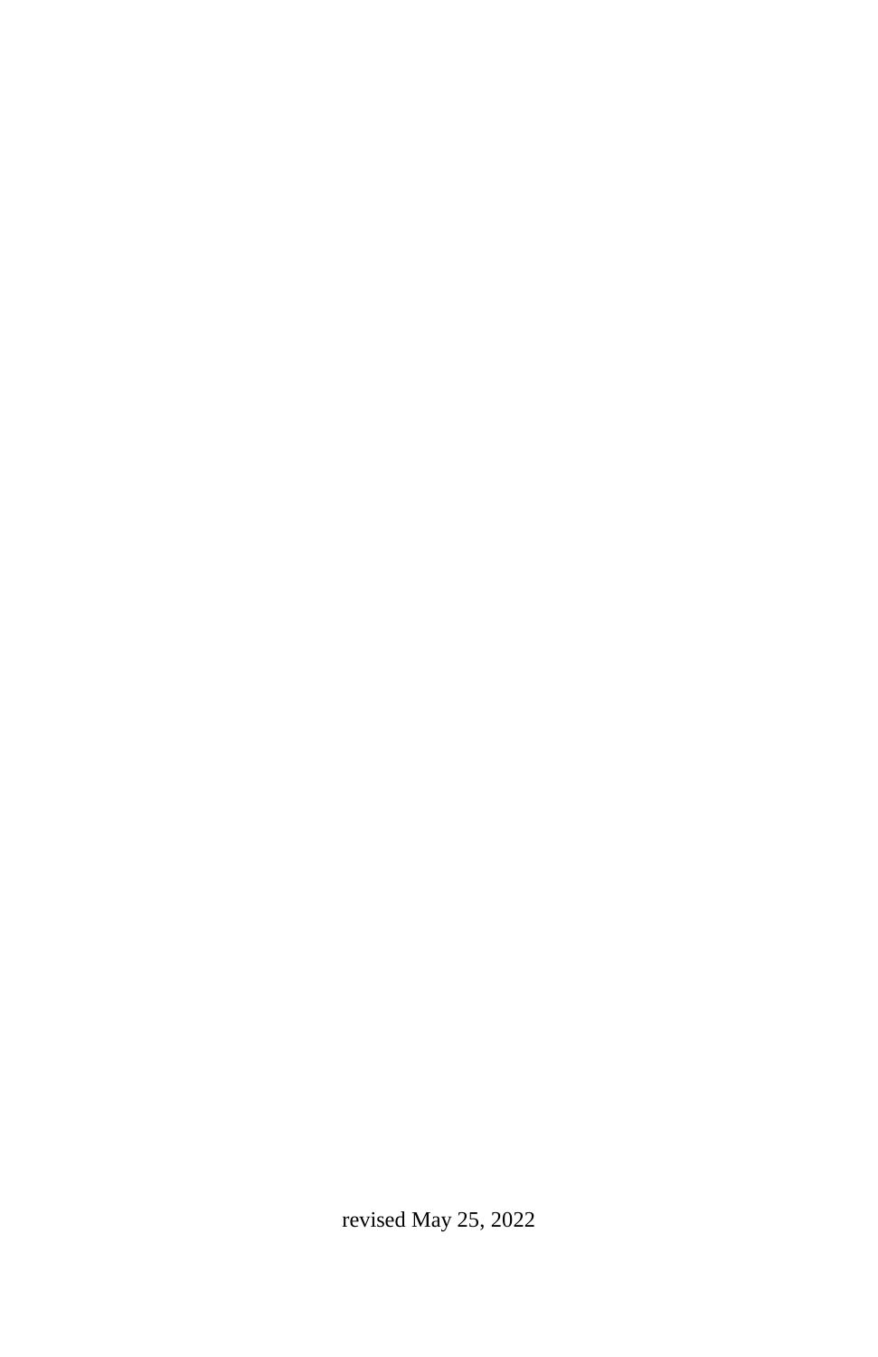revised May 25, 2022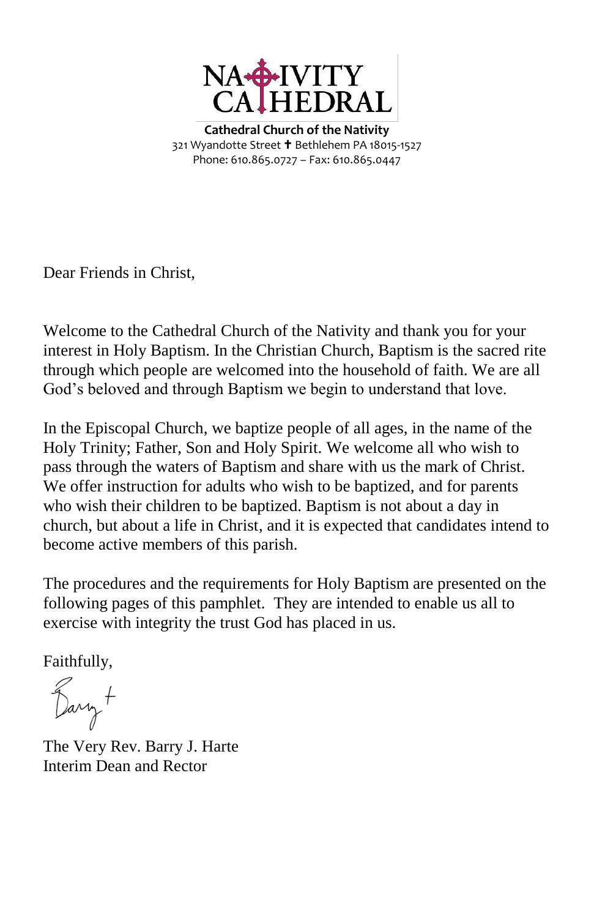# NATIVITY CATHEDRAL

**Cathedral Church of the Nativity**
321 Wyandotte Street ✝ Bethlehem PA 18015-1527
Phone: 610.865.0727 – Fax: 610.865.0447

Dear Friends in Christ,

Welcome to the Cathedral Church of the Nativity and thank you for your interest in Holy Baptism. In the Christian Church, Baptism is the sacred rite through which people are welcomed into the household of faith. We are all God's beloved and through Baptism we begin to understand that love.

In the Episcopal Church, we baptize people of all ages, in the name of the Holy Trinity; Father, Son and Holy Spirit. We welcome all who wish to pass through the waters of Baptism and share with us the mark of Christ. We offer instruction for adults who wish to be baptized, and for parents who wish their children to be baptized. Baptism is not about a day in church, but about a life in Christ, and it is expected that candidates intend to become active members of this parish.

The procedures and the requirements for Holy Baptism are presented on the following pages of this pamphlet. They are intended to enable us all to exercise with integrity the trust God has placed in us.

Faithfully,

Barry +

The Very Rev. Barry J. Harte
Interim Dean and Rector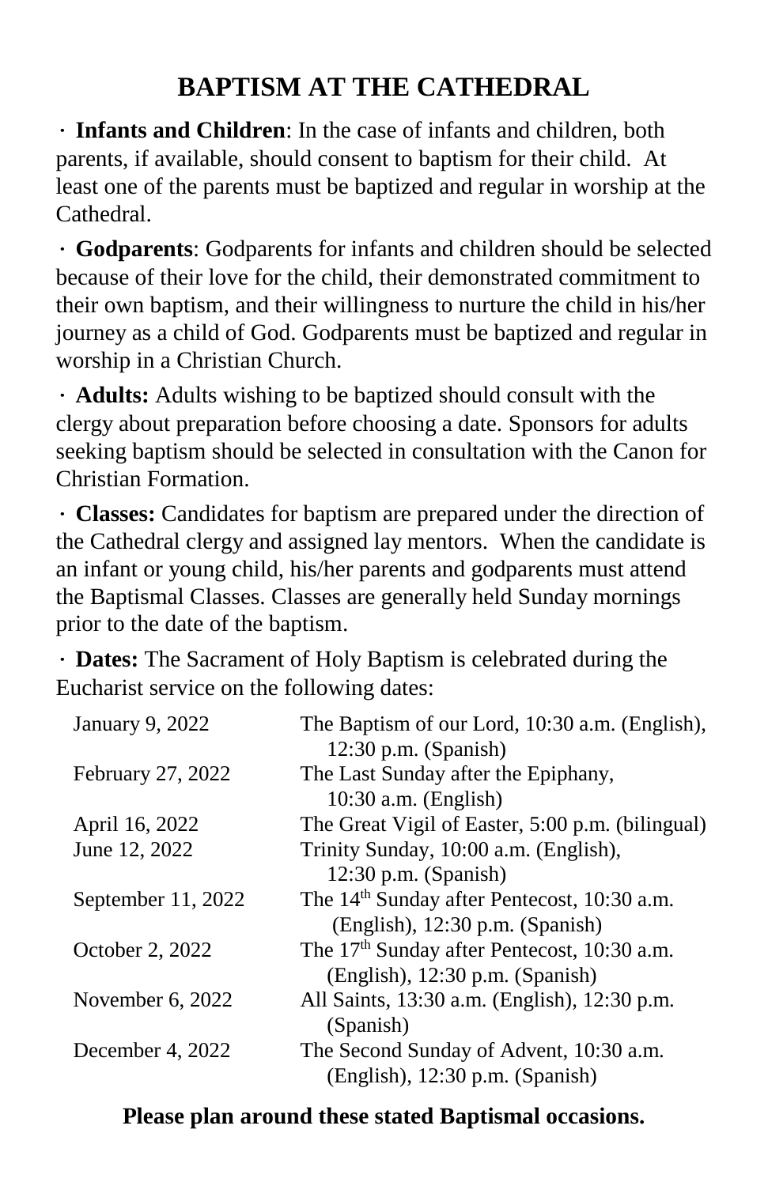# BAPTISM AT THE CATHEDRAL

· **Infants and Children**: In the case of infants and children, both parents, if available, should consent to baptism for their child. At least one of the parents must be baptized and regular in worship at the Cathedral.

· **Godparents**: Godparents for infants and children should be selected because of their love for the child, their demonstrated commitment to their own baptism, and their willingness to nurture the child in his/her journey as a child of God. Godparents must be baptized and regular in worship in a Christian Church.

· **Adults:** Adults wishing to be baptized should consult with the clergy about preparation before choosing a date. Sponsors for adults seeking baptism should be selected in consultation with the Canon for Christian Formation.

· **Classes:** Candidates for baptism are prepared under the direction of the Cathedral clergy and assigned lay mentors. When the candidate is an infant or young child, his/her parents and godparents must attend the Baptismal Classes. Classes are generally held Sunday mornings prior to the date of the baptism.

· **Dates:** The Sacrament of Holy Baptism is celebrated during the Eucharist service on the following dates:

| Date | Occasion |
|---|---|
| January 9, 2022 | The Baptism of our Lord, 10:30 a.m. (English), 12:30 p.m. (Spanish) |
| February 27, 2022 | The Last Sunday after the Epiphany, 10:30 a.m. (English) |
| April 16, 2022 | The Great Vigil of Easter, 5:00 p.m. (bilingual) |
| June 12, 2022 | Trinity Sunday, 10:00 a.m. (English), 12:30 p.m. (Spanish) |
| September 11, 2022 | The 14th Sunday after Pentecost, 10:30 a.m. (English), 12:30 p.m. (Spanish) |
| October 2, 2022 | The 17th Sunday after Pentecost, 10:30 a.m. (English), 12:30 p.m. (Spanish) |
| November 6, 2022 | All Saints, 13:30 a.m. (English), 12:30 p.m. (Spanish) |
| December 4, 2022 | The Second Sunday of Advent, 10:30 a.m. (English), 12:30 p.m. (Spanish) |

**Please plan around these stated Baptismal occasions.**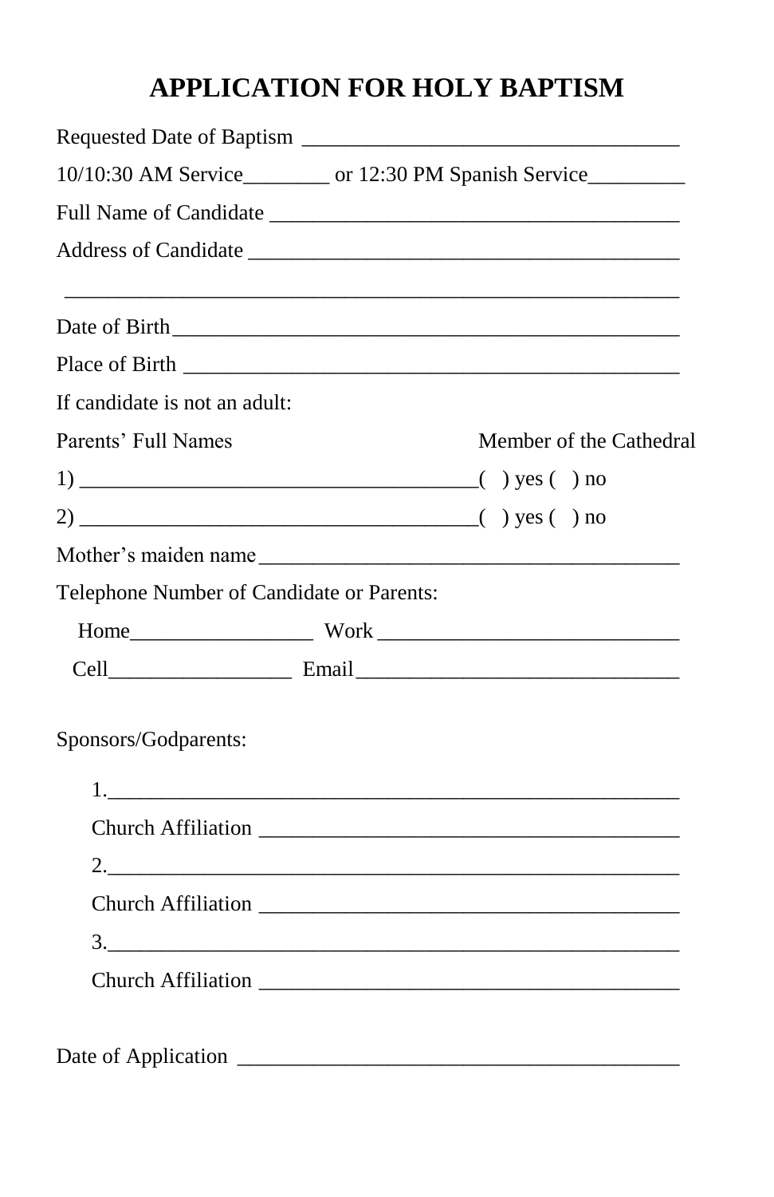# APPLICATION FOR HOLY BAPTISM

Requested Date of Baptism ___________________________________

10/10:30 AM Service________ or 12:30 PM Spanish Service_________

Full Name of Candidate ______________________________________

Address of Candidate ________________________________________

_____________________________________________________________

Date of Birth_________________________________________________

Place of Birth ________________________________________________

If candidate is not an adult:

Parents' Full Names                                                    Member of the Cathedral

1) _____________________________________( ) yes ( ) no

2) _____________________________________( ) yes ( ) no

Mother's maiden name________________________________________

Telephone Number of Candidate or Parents:

Home_________________ Work ____________________________

Cell_________________ Email______________________________

Sponsors/Godparents:

1._______________________________________________________

Church Affiliation ________________________________________

2._______________________________________________________

Church Affiliation ________________________________________

3._______________________________________________________

Church Affiliation ________________________________________

Date of Application __________________________________________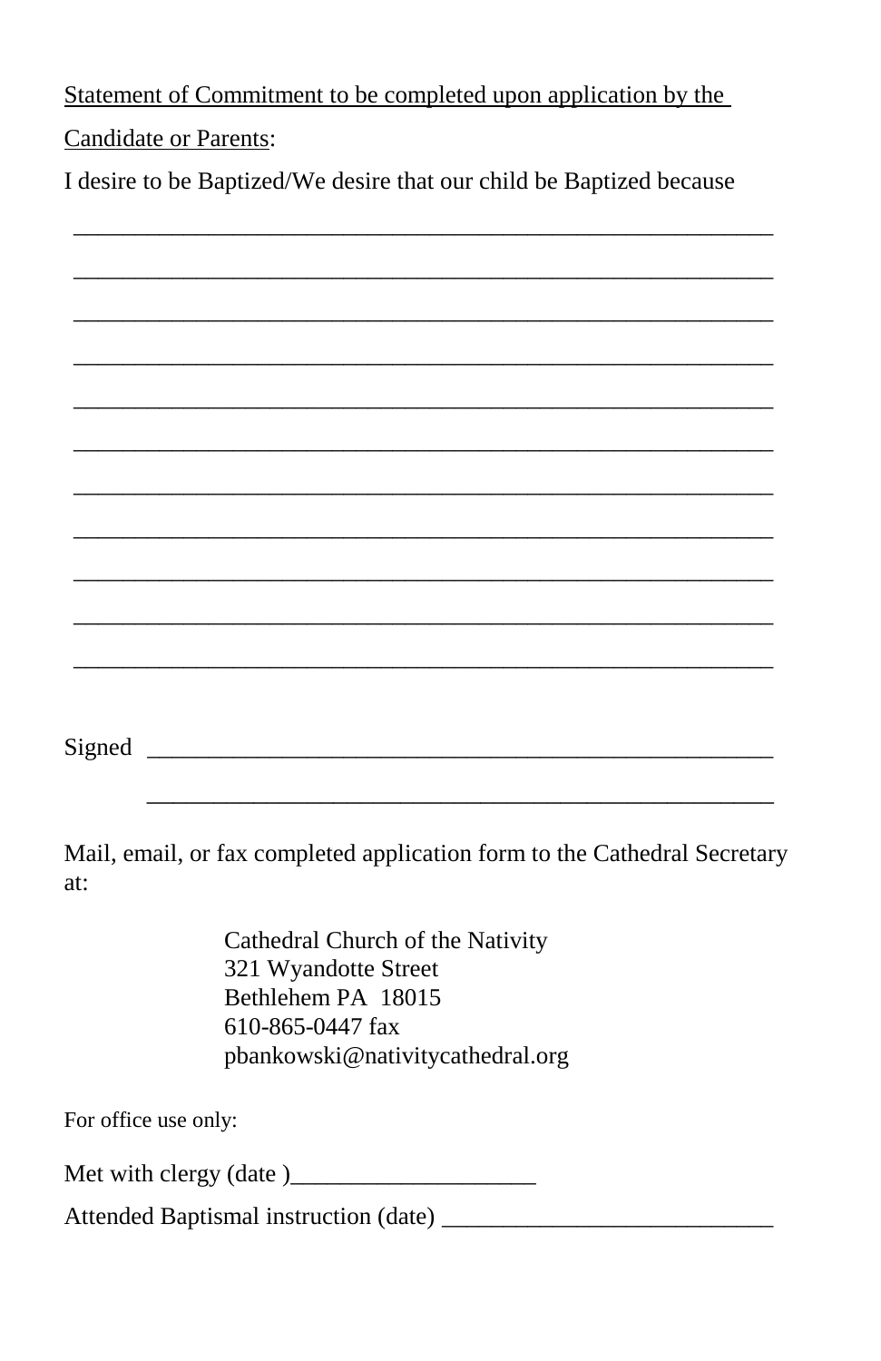<u>Statement of Commitment to be completed upon application by the Candidate or Parents</u>:

I desire to be Baptized/We desire that our child be Baptized because

___________________________________________________________

___________________________________________________________

___________________________________________________________

___________________________________________________________

___________________________________________________________

___________________________________________________________

___________________________________________________________

___________________________________________________________

___________________________________________________________

___________________________________________________________

___________________________________________________________

Signed _____________________________________________________

_____________________________________________________

Mail, email, or fax completed application form to the Cathedral Secretary at:

Cathedral Church of the Nativity
321 Wyandotte Street
Bethlehem PA 18015
610-865-0447 fax
pbankowski@nativitycathedral.org

For office use only:

Met with clergy (date )____________________

Attended Baptismal instruction (date) ___________________________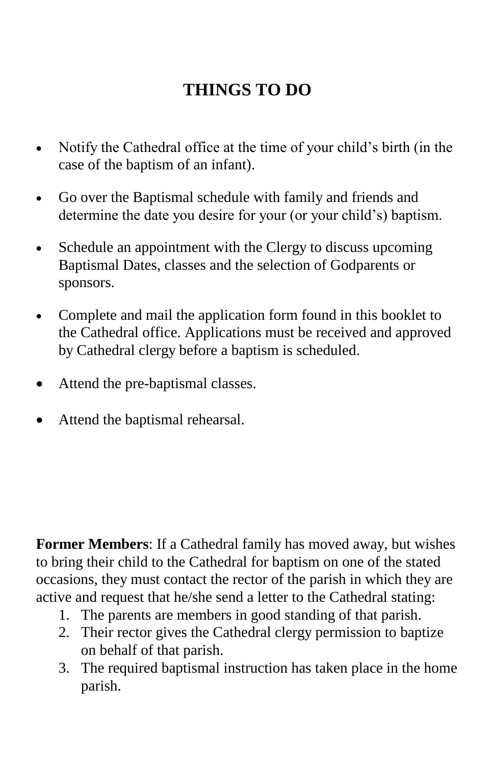# THINGS TO DO

- Notify the Cathedral office at the time of your child's birth (in the case of the baptism of an infant).
- Go over the Baptismal schedule with family and friends and determine the date you desire for your (or your child's) baptism.
- Schedule an appointment with the Clergy to discuss upcoming Baptismal Dates, classes and the selection of Godparents or sponsors.
- Complete and mail the application form found in this booklet to the Cathedral office. Applications must be received and approved by Cathedral clergy before a baptism is scheduled.
- Attend the pre-baptismal classes.
- Attend the baptismal rehearsal.

**Former Members**: If a Cathedral family has moved away, but wishes to bring their child to the Cathedral for baptism on one of the stated occasions, they must contact the rector of the parish in which they are active and request that he/she send a letter to the Cathedral stating:

1. The parents are members in good standing of that parish.
2. Their rector gives the Cathedral clergy permission to baptize on behalf of that parish.
3. The required baptismal instruction has taken place in the home parish.